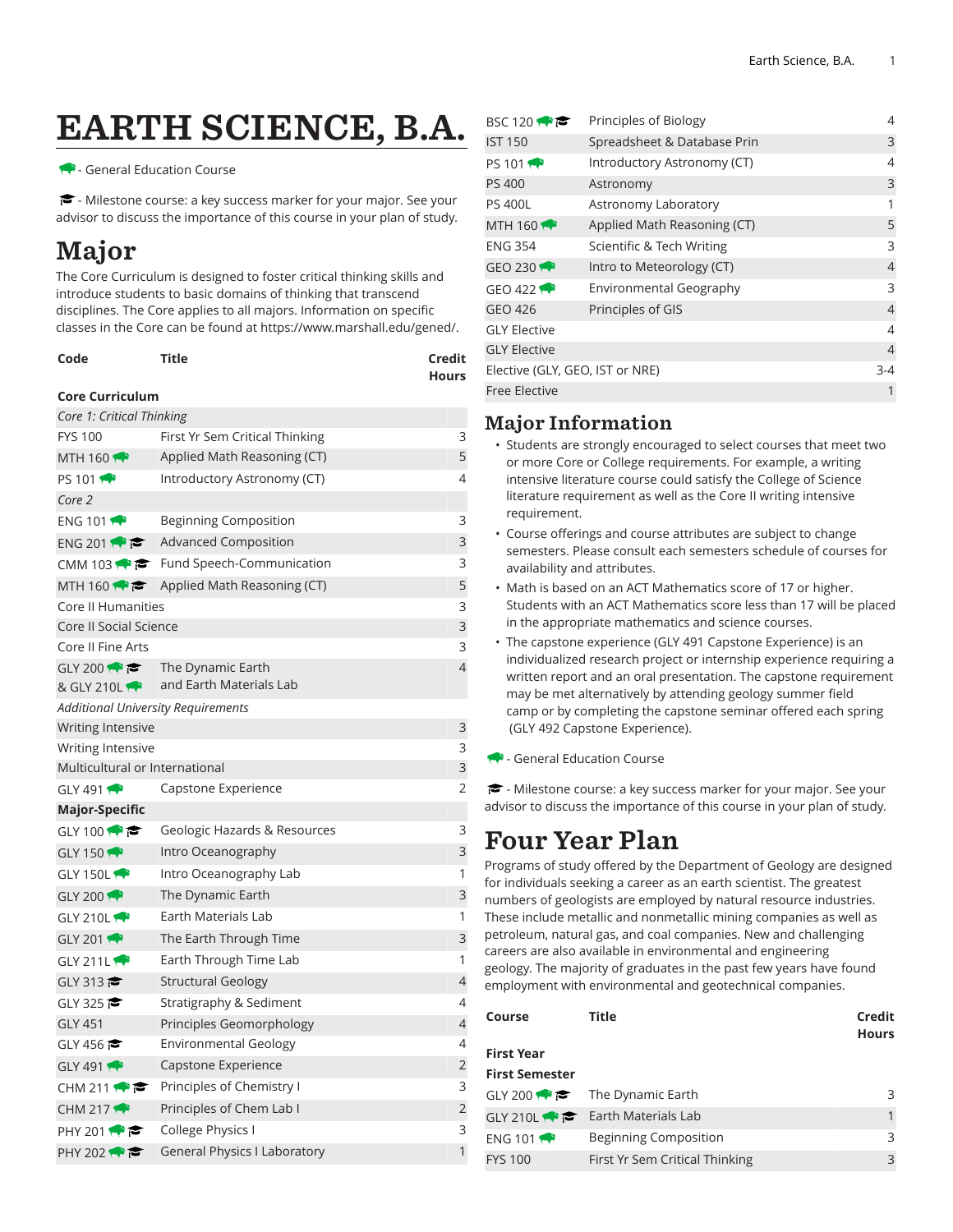# EARTH SCIENCE, B.A.

🐃 - General Education Course

🎓 - Milestone course: a key success marker for your major. See your advisor to discuss the importance of this course in your plan of study.

## Major

The Core Curriculum is designed to foster critical thinking skills and introduce students to basic domains of thinking that transcend disciplines. The Core applies to all majors. Information on specific classes in the Core can be found at https://www.marshall.edu/gened/.

| Code | Title | Credit Hours |
|---|---|---|
| **Core Curriculum** | | |
| *Core 1: Critical Thinking* | | |
| FYS 100 | First Yr Sem Critical Thinking | 3 |
| MTH 160 🐃 | Applied Math Reasoning (CT) | 5 |
| PS 101 🐃 | Introductory Astronomy (CT) | 4 |
| *Core 2* | | |
| ENG 101 🐃 | Beginning Composition | 3 |
| ENG 201 🐃 🎓 | Advanced Composition | 3 |
| CMM 103 🐃 🎓 | Fund Speech-Communication | 3 |
| MTH 160 🐃 🎓 | Applied Math Reasoning (CT) | 5 |
| Core II Humanities | | 3 |
| Core II Social Science | | 3 |
| Core II Fine Arts | | 3 |
| GLY 200 🐃 🎓 & GLY 210L 🐃 | The Dynamic Earth and Earth Materials Lab | 4 |
| *Additional University Requirements* | | |
| Writing Intensive | | 3 |
| Writing Intensive | | 3 |
| Multicultural or International | | 3 |
| GLY 491 🐃 | Capstone Experience | 2 |
| **Major-Specific** | | |
| GLY 100 🐃 🎓 | Geologic Hazards & Resources | 3 |
| GLY 150 🐃 | Intro Oceanography | 3 |
| GLY 150L 🐃 | Intro Oceanography Lab | 1 |
| GLY 200 🐃 | The Dynamic Earth | 3 |
| GLY 210L 🐃 | Earth Materials Lab | 1 |
| GLY 201 🐃 | The Earth Through Time | 3 |
| GLY 211L 🐃 | Earth Through Time Lab | 1 |
| GLY 313 🎓 | Structural Geology | 4 |
| GLY 325 🎓 | Stratigraphy & Sediment | 4 |
| GLY 451 | Principles Geomorphology | 4 |
| GLY 456 🎓 | Environmental Geology | 4 |
| GLY 491 🐃 | Capstone Experience | 2 |
| CHM 211 🐃 🎓 | Principles of Chemistry I | 3 |
| CHM 217 🐃 | Principles of Chem Lab I | 2 |
| PHY 201 🐃 🎓 | College Physics I | 3 |
| PHY 202 🐃 🎓 | General Physics I Laboratory | 1 |
| BSC 120 🐃 🎓 | Principles of Biology | 4 |
| IST 150 | Spreadsheet & Database Prin | 3 |
| PS 101 🐃 | Introductory Astronomy (CT) | 4 |
| PS 400 | Astronomy | 3 |
| PS 400L | Astronomy Laboratory | 1 |
| MTH 160 🐃 | Applied Math Reasoning (CT) | 5 |
| ENG 354 | Scientific & Tech Writing | 3 |
| GEO 230 🐃 | Intro to Meteorology (CT) | 4 |
| GEO 422 🐃 | Environmental Geography | 3 |
| GEO 426 | Principles of GIS | 4 |
| GLY Elective | | 4 |
| GLY Elective | | 4 |
| Elective (GLY, GEO, IST or NRE) | | 3-4 |
| Free Elective | | 1 |

## Major Information

- Students are strongly encouraged to select courses that meet two or more Core or College requirements. For example, a writing intensive literature course could satisfy the College of Science literature requirement as well as the Core II writing intensive requirement.
- Course offerings and course attributes are subject to change semesters. Please consult each semesters schedule of courses for availability and attributes.
- Math is based on an ACT Mathematics score of 17 or higher. Students with an ACT Mathematics score less than 17 will be placed in the appropriate mathematics and science courses.
- The capstone experience (GLY 491 Capstone Experience) is an individualized research project or internship experience requiring a written report and an oral presentation. The capstone requirement may be met alternatively by attending geology summer field camp or by completing the capstone seminar offered each spring (GLY 492 Capstone Experience).

🐃 - General Education Course

🎓 - Milestone course: a key success marker for your major. See your advisor to discuss the importance of this course in your plan of study.

## Four Year Plan

Programs of study offered by the Department of Geology are designed for individuals seeking a career as an earth scientist. The greatest numbers of geologists are employed by natural resource industries. These include metallic and nonmetallic mining companies as well as petroleum, natural gas, and coal companies. New and challenging careers are also available in environmental and engineering geology. The majority of graduates in the past few years have found employment with environmental and geotechnical companies.

| Course | Title | Credit Hours |
|---|---|---|
| **First Year** | | |
| **First Semester** | | |
| GLY 200 🐃 🎓 | The Dynamic Earth | 3 |
| GLY 210L 🐃 🎓 | Earth Materials Lab | 1 |
| ENG 101 🐃 | Beginning Composition | 3 |
| FYS 100 | First Yr Sem Critical Thinking | 3 |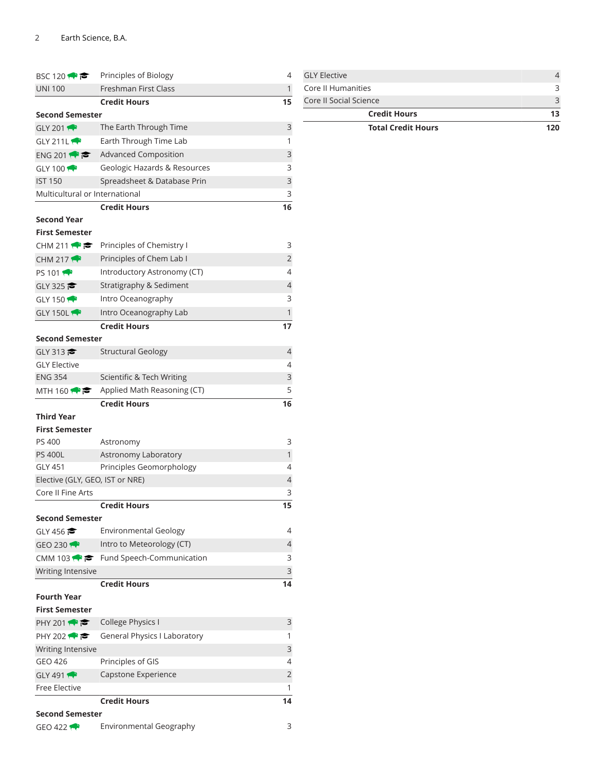| | | |
|---|---|---|
| BSC 120 | Principles of Biology | 4 |
| UNI 100 | Freshman First Class | 1 |
| | **Credit Hours** | **15** |
| **Second Semester** | | |
| GLY 201 | The Earth Through Time | 3 |
| GLY 211L | Earth Through Time Lab | 1 |
| ENG 201 | Advanced Composition | 3 |
| GLY 100 | Geologic Hazards & Resources | 3 |
| IST 150 | Spreadsheet & Database Prin | 3 |
| Multicultural or International | | 3 |
| | **Credit Hours** | **16** |
| **Second Year** | | |
| **First Semester** | | |
| CHM 211 | Principles of Chemistry I | 3 |
| CHM 217 | Principles of Chem Lab I | 2 |
| PS 101 | Introductory Astronomy (CT) | 4 |
| GLY 325 | Stratigraphy & Sediment | 4 |
| GLY 150 | Intro Oceanography | 3 |
| GLY 150L | Intro Oceanography Lab | 1 |
| | **Credit Hours** | **17** |
| **Second Semester** | | |
| GLY 313 | Structural Geology | 4 |
| GLY Elective | | 4 |
| ENG 354 | Scientific & Tech Writing | 3 |
| MTH 160 | Applied Math Reasoning (CT) | 5 |
| | **Credit Hours** | **16** |
| **Third Year** | | |
| **First Semester** | | |
| PS 400 | Astronomy | 3 |
| PS 400L | Astronomy Laboratory | 1 |
| GLY 451 | Principles Geomorphology | 4 |
| Elective (GLY, GEO, IST or NRE) | | 4 |
| Core II Fine Arts | | 3 |
| | **Credit Hours** | **15** |
| **Second Semester** | | |
| GLY 456 | Environmental Geology | 4 |
| GEO 230 | Intro to Meteorology (CT) | 4 |
| CMM 103 | Fund Speech-Communication | 3 |
| Writing Intensive | | 3 |
| | **Credit Hours** | **14** |
| **Fourth Year** | | |
| **First Semester** | | |
| PHY 201 | College Physics I | 3 |
| PHY 202 | General Physics I Laboratory | 1 |
| Writing Intensive | | 3 |
| GEO 426 | Principles of GIS | 4 |
| GLY 491 | Capstone Experience | 2 |
| Free Elective | | 1 |
| | **Credit Hours** | **14** |
| **Second Semester** | | |
| GEO 422 | Environmental Geography | 3 |
| GLY Elective | | 4 |
| Core II Humanities | | 3 |
| Core II Social Science | | 3 |
| | **Credit Hours** | **13** |
| | **Total Credit Hours** | **120** |